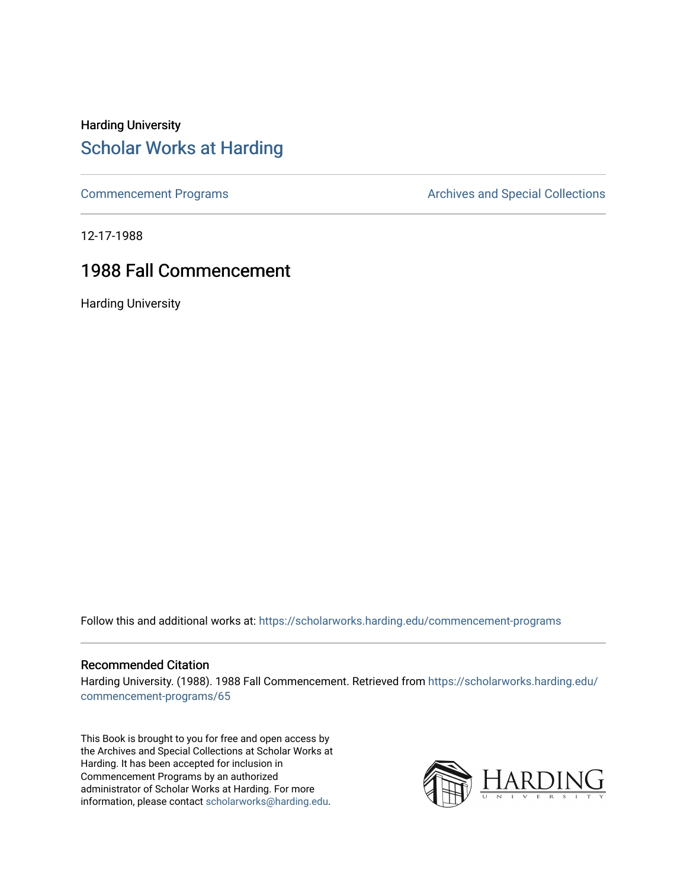Harding University

# Scholar Works at Harding

Commencement Programs

Archives and Special Collections

12-17-1988

## 1988 Fall Commencement

Harding University

Follow this and additional works at: https://scholarworks.harding.edu/commencement-programs

### Recommended Citation

Harding University. (1988). 1988 Fall Commencement. Retrieved from https://scholarworks.harding.edu/commencement-programs/65

This Book is brought to you for free and open access by the Archives and Special Collections at Scholar Works at Harding. It has been accepted for inclusion in Commencement Programs by an authorized administrator of Scholar Works at Harding. For more information, please contact scholarworks@harding.edu.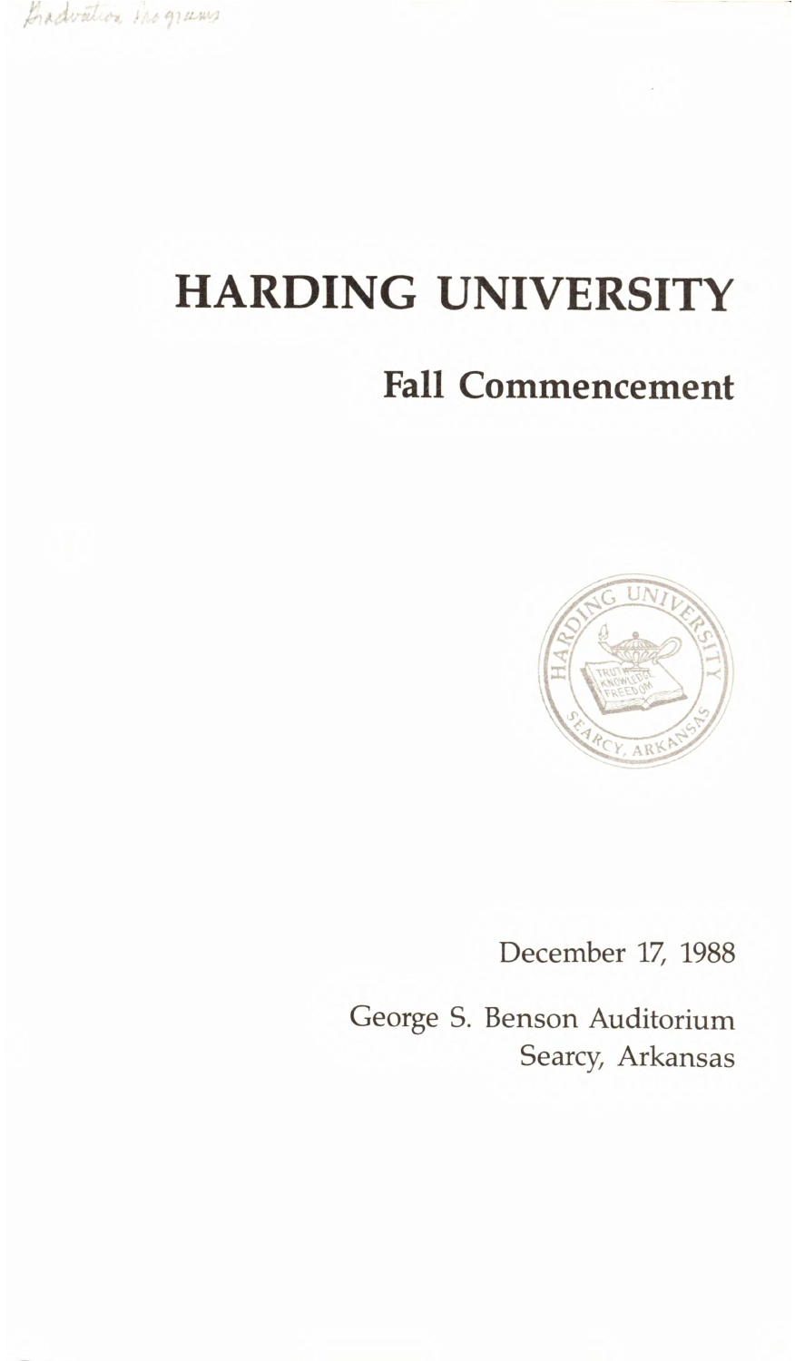Graduation Programs

# HARDING UNIVERSITY

## Fall Commencement

December 17, 1988

George S. Benson Auditorium
Searcy, Arkansas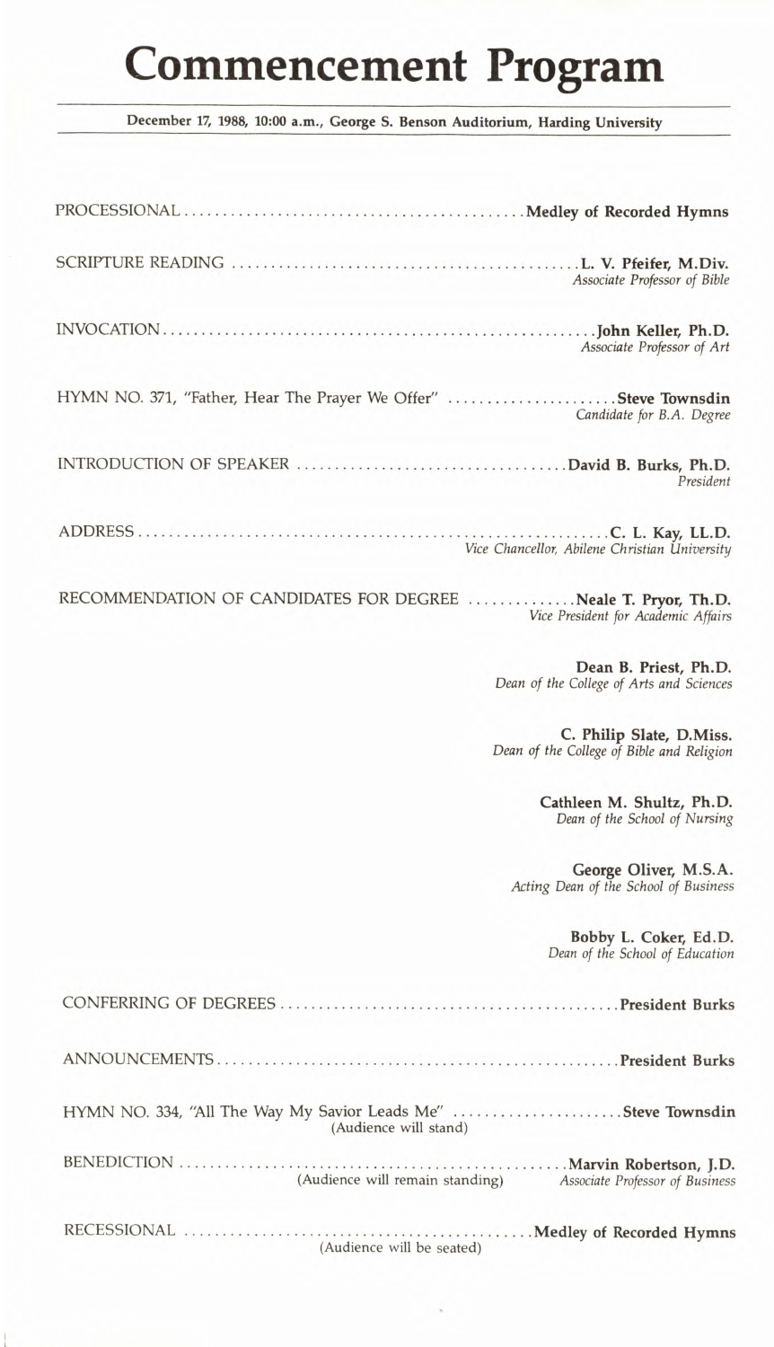# Commencement Program

**December 17, 1988, 10:00 a.m., George S. Benson Auditorium, Harding University**

PROCESSIONAL .......... **Medley of Recorded Hymns**

SCRIPTURE READING .......... **L. V. Pfeifer, M.Div.**
*Associate Professor of Bible*

INVOCATION .......... **John Keller, Ph.D.**
*Associate Professor of Art*

HYMN NO. 371, "Father, Hear The Prayer We Offer" .......... **Steve Townsdin**
*Candidate for B.A. Degree*

INTRODUCTION OF SPEAKER .......... **David B. Burks, Ph.D.**
*President*

ADDRESS .......... **C. L. Kay, LL.D.**
*Vice Chancellor, Abilene Christian University*

RECOMMENDATION OF CANDIDATES FOR DEGREE .......... **Neale T. Pryor, Th.D.**
*Vice President for Academic Affairs*

**Dean B. Priest, Ph.D.**
*Dean of the College of Arts and Sciences*

**C. Philip Slate, D.Miss.**
*Dean of the College of Bible and Religion*

**Cathleen M. Shultz, Ph.D.**
*Dean of the School of Nursing*

**George Oliver, M.S.A.**
*Acting Dean of the School of Business*

**Bobby L. Coker, Ed.D.**
*Dean of the School of Education*

CONFERRING OF DEGREES .......... **President Burks**

ANNOUNCEMENTS .......... **President Burks**

HYMN NO. 334, "All The Way My Savior Leads Me" .......... **Steve Townsdin**
(Audience will stand)

BENEDICTION .......... **Marvin Robertson, J.D.**
(Audience will remain standing) *Associate Professor of Business*

RECESSIONAL .......... **Medley of Recorded Hymns**
(Audience will be seated)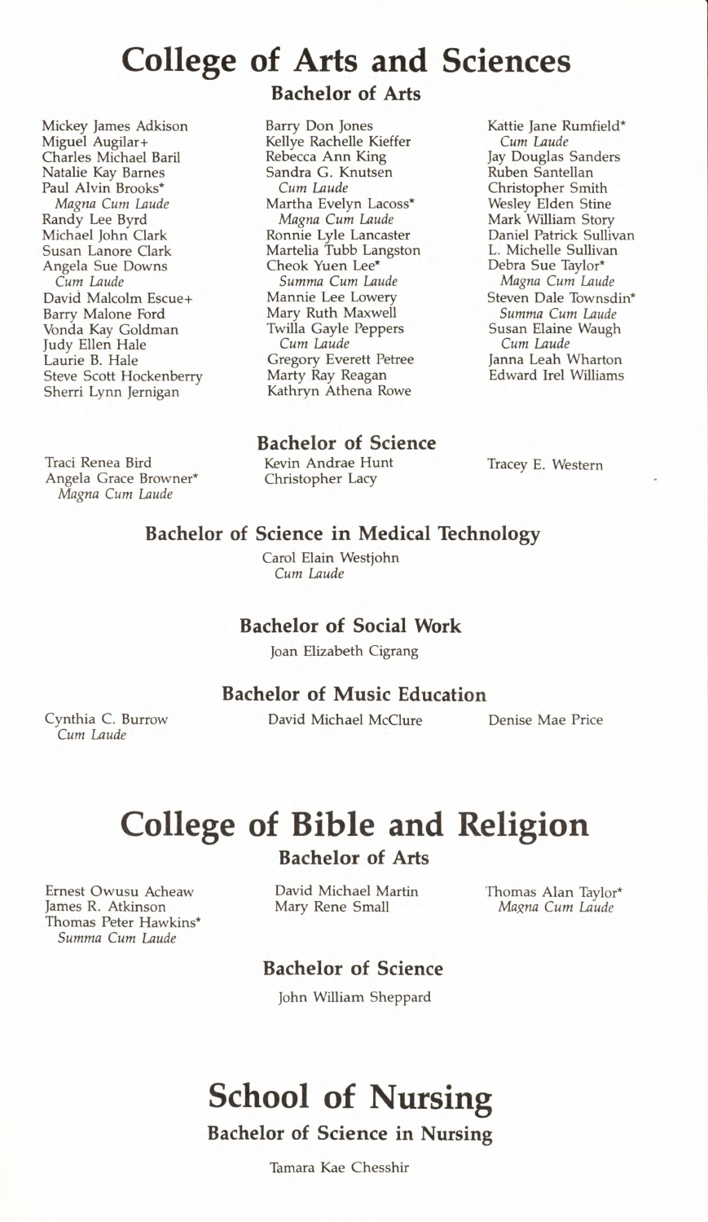# College of Arts and Sciences

## Bachelor of Arts

Mickey James Adkison
Miguel Augilar+
Charles Michael Baril
Natalie Kay Barnes
Paul Alvin Brooks*
*Magna Cum Laude*
Randy Lee Byrd
Michael John Clark
Susan Lanore Clark
Angela Sue Downs
*Cum Laude*
David Malcolm Escue+
Barry Malone Ford
Vonda Kay Goldman
Judy Ellen Hale
Laurie B. Hale
Steve Scott Hockenberry
Sherri Lynn Jernigan
Barry Don Jones
Kellye Rachelle Kieffer
Rebecca Ann King
Sandra G. Knutsen
*Cum Laude*
Martha Evelyn Lacoss*
*Magna Cum Laude*
Ronnie Lyle Lancaster
Martelia Tubb Langston
Cheok Yuen Lee*
*Summa Cum Laude*
Mannie Lee Lowery
Mary Ruth Maxwell
Twilla Gayle Peppers
*Cum Laude*
Gregory Everett Petree
Marty Ray Reagan
Kathryn Athena Rowe
Kattie Jane Rumfield*
*Cum Laude*
Jay Douglas Sanders
Ruben Santellan
Christopher Smith
Wesley Elden Stine
Mark William Story
Daniel Patrick Sullivan
L. Michelle Sullivan
Debra Sue Taylor*
*Magna Cum Laude*
Steven Dale Townsdin*
*Summa Cum Laude*
Susan Elaine Waugh
*Cum Laude*
Janna Leah Wharton
Edward Irel Williams

## Bachelor of Science

Traci Renea Bird
Angela Grace Browner*
*Magna Cum Laude*
Kevin Andrae Hunt
Christopher Lacy
Tracey E. Western

## Bachelor of Science in Medical Technology

Carol Elain Westjohn
*Cum Laude*

## Bachelor of Social Work

Joan Elizabeth Cigrang

## Bachelor of Music Education

Cynthia C. Burrow
*Cum Laude*
David Michael McClure
Denise Mae Price

# College of Bible and Religion

## Bachelor of Arts

Ernest Owusu Acheaw
James R. Atkinson
Thomas Peter Hawkins*
*Summa Cum Laude*
David Michael Martin
Mary Rene Small
Thomas Alan Taylor*
*Magna Cum Laude*

## Bachelor of Science

John William Sheppard

# School of Nursing

## Bachelor of Science in Nursing

Tamara Kae Chesshir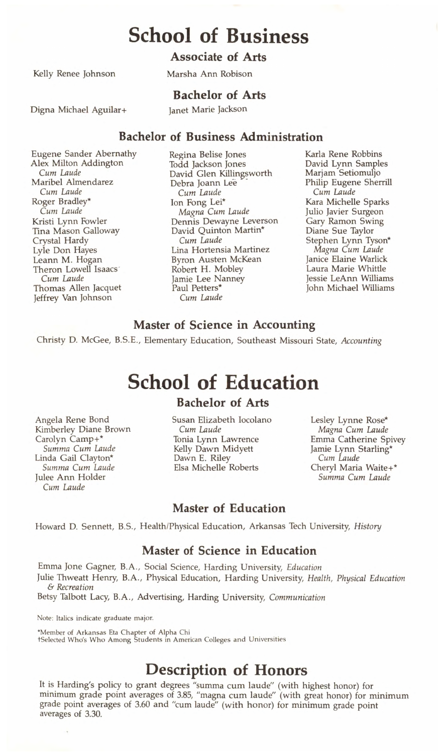# School of Business

## Associate of Arts

Kelly Renee Johnson

Marsha Ann Robison

## Bachelor of Arts

Digna Michael Aguilar+

Janet Marie Jackson

## Bachelor of Business Administration

Eugene Sander Abernathy
Alex Milton Addington
*Cum Laude*
Maribel Almendarez
*Cum Laude*
Roger Bradley*
*Cum Laude*
Kristi Lynn Fowler
Tina Mason Galloway
Crystal Hardy
Lyle Don Hayes
Leann M. Hogan
Theron Lowell Isaacs
*Cum Laude*
Thomas Allen Jacquet
Jeffrey Van Johnson

Regina Belise Jones
Todd Jackson Jones
David Glen Killingsworth
Debra Joann Lee
*Cum Laude*
Ion Fong Lei*
*Magna Cum Laude*
Dennis Dewayne Leverson
David Quinton Martin*
*Cum Laude*
Lina Hortensia Martinez
Byron Austen McKean
Robert H. Mobley
Jamie Lee Nanney
Paul Petters*
*Cum Laude*

Karla Rene Robbins
David Lynn Samples
Marjam Setiomuljo
Philip Eugene Sherrill
*Cum Laude*
Kara Michelle Sparks
Julio Javier Surgeon
Gary Ramon Swing
Diane Sue Taylor
Stephen Lynn Tyson*
*Magna Cum Laude*
Janice Elaine Warlick
Laura Marie Whittle
Jessie LeAnn Williams
John Michael Williams

## Master of Science in Accounting

Christy D. McGee, B.S.E., Elementary Education, Southeast Missouri State, *Accounting*

# School of Education

## Bachelor of Arts

Angela Rene Bond
Kimberley Diane Brown
Carolyn Camp+*
*Summa Cum Laude*
Linda Gail Clayton*
*Summa Cum Laude*
Julee Ann Holder
*Cum Laude*

Susan Elizabeth Iocolano
*Cum Laude*
Tonia Lynn Lawrence
Kelly Dawn Midyett
Dawn E. Riley
Elsa Michelle Roberts

Lesley Lynne Rose*
*Magna Cum Laude*
Emma Catherine Spivey
Jamie Lynn Starling*
*Cum Laude*
Cheryl Maria Waite+*
*Summa Cum Laude*

## Master of Education

Howard D. Sennett, B.S., Health/Physical Education, Arkansas Tech University, *History*

## Master of Science in Education

Emma Jone Gagner, B.A., Social Science, Harding University, *Education*
Julie Thweatt Henry, B.A., Physical Education, Harding University, *Health, Physical Education & Recreation*
Betsy Talbott Lacy, B.A., Advertising, Harding University, *Communication*

Note: Italics indicate graduate major.

*Member of Arkansas Eta Chapter of Alpha Chi
†Selected Who's Who Among Students in American Colleges and Universities

# Description of Honors

It is Harding's policy to grant degrees "summa cum laude" (with highest honor) for minimum grade point averages of 3.85, "magna cum laude" (with great honor) for minimum grade point averages of 3.60 and "cum laude" (with honor) for minimum grade point averages of 3.30.